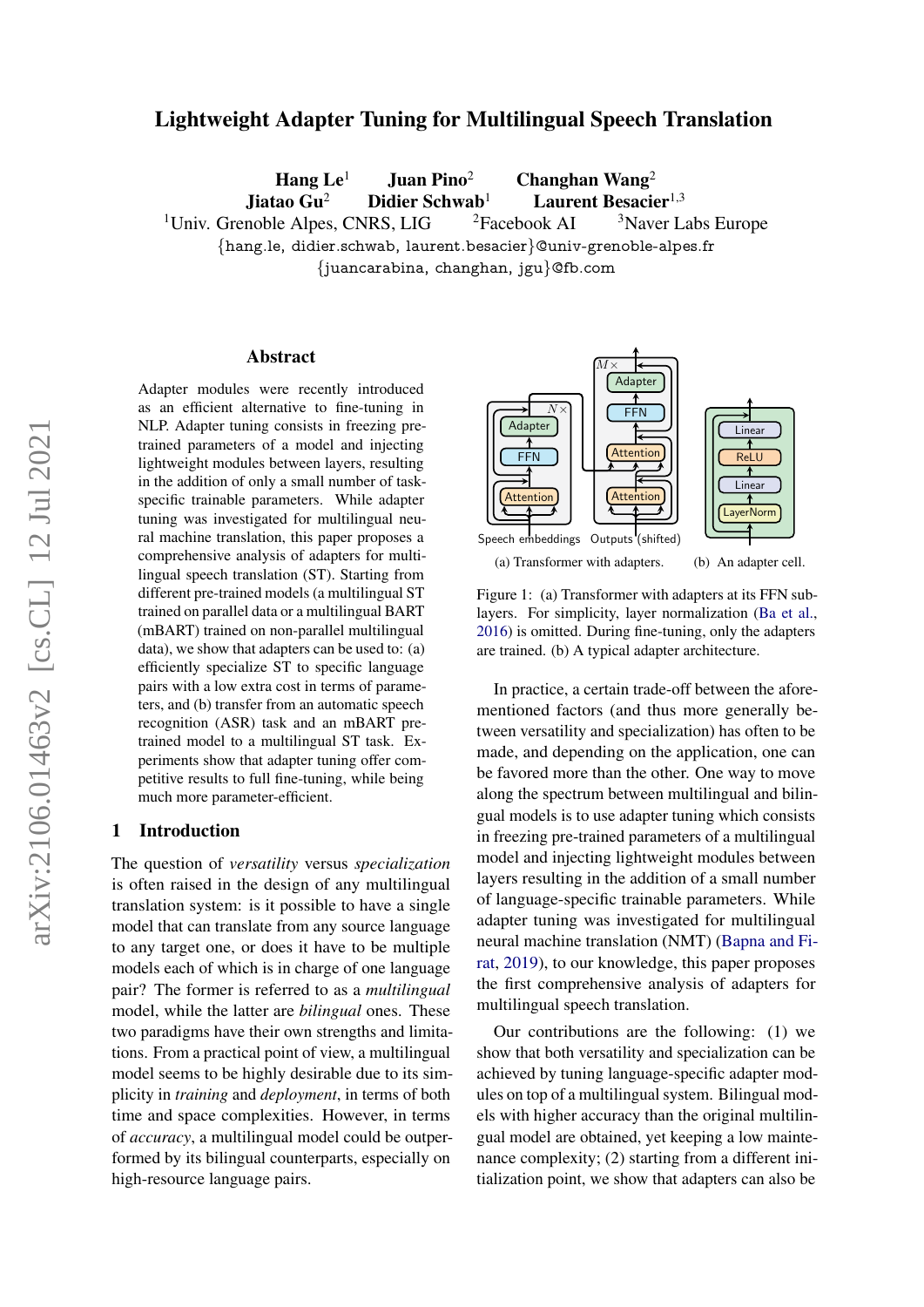# Lightweight Adapter Tuning for Multilingual Speech Translation

**Hang Le**[1] **Juan Pino**[2] **Changhan Wang**[2]
**Jiatao Gu**[2] **Didier Schwab**[1] **Laurent Besacier**[1,3]

[1]Univ. Grenoble Alpes, CNRS, LIG [2]Facebook AI [3]Naver Labs Europe

{hang.le, didier.schwab, laurent.besacier}@univ-grenoble-alpes.fr
{juancarabina, changhan, jgu}@fb.com

## Abstract

Adapter modules were recently introduced as an efficient alternative to fine-tuning in NLP. Adapter tuning consists in freezing pre-trained parameters of a model and injecting lightweight modules between layers, resulting in the addition of only a small number of task-specific trainable parameters. While adapter tuning was investigated for multilingual neural machine translation, this paper proposes a comprehensive analysis of adapters for multilingual speech translation (ST). Starting from different pre-trained models (a multilingual ST trained on parallel data or a multilingual BART (mBART) trained on non-parallel multilingual data), we show that adapters can be used to: (a) efficiently specialize ST to specific language pairs with a low extra cost in terms of parameters, and (b) transfer from an automatic speech recognition (ASR) task and an mBART pre-trained model to a multilingual ST task. Experiments show that adapter tuning offer competitive results to full fine-tuning, while being much more parameter-efficient.

## 1 Introduction

The question of *versatility* versus *specialization* is often raised in the design of any multilingual translation system: is it possible to have a single model that can translate from any source language to any target one, or does it have to be multiple models each of which is in charge of one language pair? The former is referred to as a *multilingual* model, while the latter are *bilingual* ones. These two paradigms have their own strengths and limitations. From a practical point of view, a multilingual model seems to be highly desirable due to its simplicity in *training* and *deployment*, in terms of both time and space complexities. However, in terms of *accuracy*, a multilingual model could be outperformed by its bilingual counterparts, especially on high-resource language pairs.

(a) Transformer with adapters. (b) An adapter cell.

Figure 1: (a) Transformer with adapters at its FFN sub-layers. For simplicity, layer normalization (Ba et al., 2016) is omitted. During fine-tuning, only the adapters are trained. (b) A typical adapter architecture.

In practice, a certain trade-off between the aforementioned factors (and thus more generally between versatility and specialization) has often to be made, and depending on the application, one can be favored more than the other. One way to move along the spectrum between multilingual and bilingual models is to use adapter tuning which consists in freezing pre-trained parameters of a multilingual model and injecting lightweight modules between layers resulting in the addition of a small number of language-specific trainable parameters. While adapter tuning was investigated for multilingual neural machine translation (NMT) (Bapna and Firat, 2019), to our knowledge, this paper proposes the first comprehensive analysis of adapters for multilingual speech translation.

Our contributions are the following: (1) we show that both versatility and specialization can be achieved by tuning language-specific adapter modules on top of a multilingual system. Bilingual models with higher accuracy than the original multilingual model are obtained, yet keeping a low maintenance complexity; (2) starting from a different initialization point, we show that adapters can also be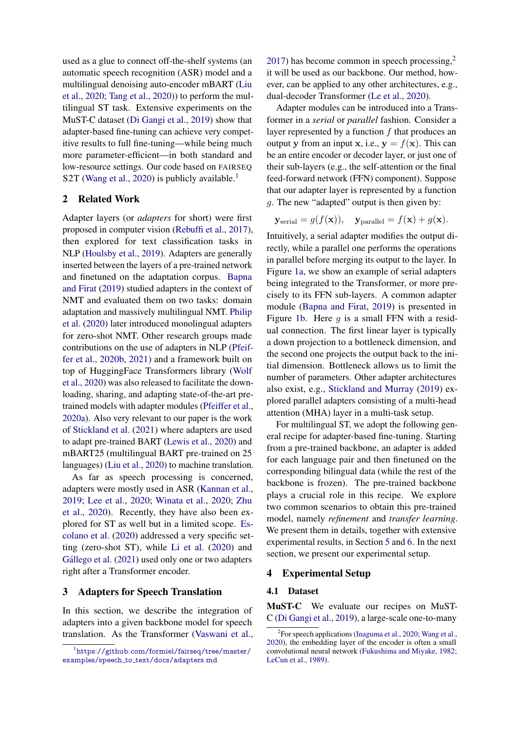used as a glue to connect off-the-shelf systems (an automatic speech recognition (ASR) model and a multilingual denoising auto-encoder mBART (Liu et al., 2020; Tang et al., 2020)) to perform the multilingual ST task. Extensive experiments on the MuST-C dataset (Di Gangi et al., 2019) show that adapter-based fine-tuning can achieve very competitive results to full fine-tuning—while being much more parameter-efficient—in both standard and low-resource settings. Our code based on FAIRSEQ S2T (Wang et al., 2020) is publicly available.[1]

## 2 Related Work

Adapter layers (or *adapters* for short) were first proposed in computer vision (Rebuffi et al., 2017), then explored for text classification tasks in NLP (Houlsby et al., 2019). Adapters are generally inserted between the layers of a pre-trained network and finetuned on the adaptation corpus. Bapna and Firat (2019) studied adapters in the context of NMT and evaluated them on two tasks: domain adaptation and massively multilingual NMT. Philip et al. (2020) later introduced monolingual adapters for zero-shot NMT. Other research groups made contributions on the use of adapters in NLP (Pfeiffer et al., 2020b, 2021) and a framework built on top of HuggingFace Transformers library (Wolf et al., 2020) was also released to facilitate the downloading, sharing, and adapting state-of-the-art pre-trained models with adapter modules (Pfeiffer et al., 2020a). Also very relevant to our paper is the work of Stickland et al. (2021) where adapters are used to adapt pre-trained BART (Lewis et al., 2020) and mBART25 (multilingual BART pre-trained on 25 languages) (Liu et al., 2020) to machine translation.

As far as speech processing is concerned, adapters were mostly used in ASR (Kannan et al., 2019; Lee et al., 2020; Winata et al., 2020; Zhu et al., 2020). Recently, they have also been explored for ST as well but in a limited scope. Escolano et al. (2020) addressed a very specific setting (zero-shot ST), while Li et al. (2020) and Gállego et al. (2021) used only one or two adapters right after a Transformer encoder.

## 3 Adapters for Speech Translation

In this section, we describe the integration of adapters into a given backbone model for speech translation. As the Transformer (Vaswani et al., 2017) has become common in speech processing,[2] it will be used as our backbone. Our method, however, can be applied to any other architectures, e.g., dual-decoder Transformer (Le et al., 2020).

Adapter modules can be introduced into a Transformer in a *serial* or *parallel* fashion. Consider a layer represented by a function $f$ that produces an output $\mathbf{y}$ from an input $\mathbf{x}$, i.e., $\mathbf{y} = f(\mathbf{x})$. This can be an entire encoder or decoder layer, or just one of their sub-layers (e.g., the self-attention or the final feed-forward network (FFN) component). Suppose that our adapter layer is represented by a function $g$. The new "adapted" output is then given by:

$$\mathbf{y}_{\text{serial}} = g(f(\mathbf{x})), \quad \mathbf{y}_{\text{parallel}} = f(\mathbf{x}) + g(\mathbf{x}).$$

Intuitively, a serial adapter modifies the output directly, while a parallel one performs the operations in parallel before merging its output to the layer. In Figure 1a, we show an example of serial adapters being integrated to the Transformer, or more precisely to its FFN sub-layers. A common adapter module (Bapna and Firat, 2019) is presented in Figure 1b. Here $g$ is a small FFN with a residual connection. The first linear layer is typically a down projection to a bottleneck dimension, and the second one projects the output back to the initial dimension. Bottleneck allows us to limit the number of parameters. Other adapter architectures also exist, e.g., Stickland and Murray (2019) explored parallel adapters consisting of a multi-head attention (MHA) layer in a multi-task setup.

For multilingual ST, we adopt the following general recipe for adapter-based fine-tuning. Starting from a pre-trained backbone, an adapter is added for each language pair and then finetuned on the corresponding bilingual data (while the rest of the backbone is frozen). The pre-trained backbone plays a crucial role in this recipe. We explore two common scenarios to obtain this pre-trained model, namely *refinement* and *transfer learning*. We present them in details, together with extensive experimental results, in Section 5 and 6. In the next section, we present our experimental setup.

## 4 Experimental Setup

### 4.1 Dataset

**MuST-C** We evaluate our recipes on MuST-C (Di Gangi et al., 2019), a large-scale one-to-many

[1] https://github.com/formiel/fairseq/tree/master/examples/speech_to_text/docs/adapters.md

[2] For speech applications (Inaguma et al., 2020; Wang et al., 2020), the embedding layer of the encoder is often a small convolutional neural network (Fukushima and Miyake, 1982; LeCun et al., 1989).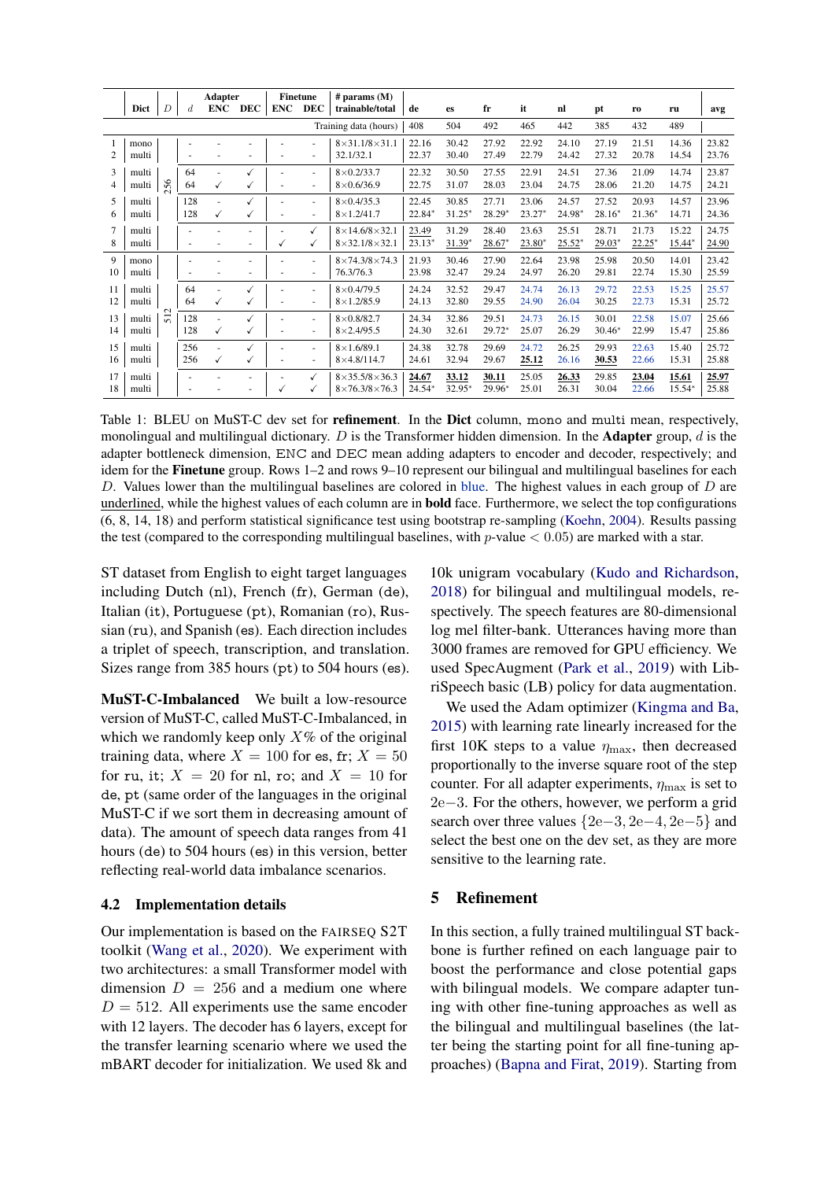|  | Dict | $D$ | Adapter |  |  | Finetune |  | # params (M) | de | es | fr | it | nl | pt | ro | ru | avg |
|---|---|---|---|---|---|---|---|---|---|---|---|---|---|---|---|---|---|
|  |  |  | $d$ | ENC | DEC | ENC | DEC | trainable/total |  |  |  |  |  |  |  |  |  |
|  |  |  |  |  |  |  |  | Training data (hours) | 408 | 504 | 492 | 465 | 442 | 385 | 432 | 489 |  |
| 1 | mono | 256 | - | - | - | - | - | 8×31.1/8×31.1 | 22.16 | 30.42 | 27.92 | 22.92 | 24.10 | 27.19 | 21.51 | 14.36 | 23.82 |
| 2 | multi |  | - | - | - | - | - | 32.1/32.1 | 22.37 | 30.40 | 27.49 | 22.79 | 24.42 | 27.32 | 20.78 | 14.54 | 23.76 |
| 3 | multi |  | 64 | - | ✓ | - | - | 8×0.2/33.7 | 22.32 | 30.50 | 27.55 | 22.91 | 24.51 | 27.36 | 21.09 | 14.74 | 23.87 |
| 4 | multi |  | 64 | ✓ | ✓ | - | - | 8×0.6/36.9 | 22.75 | 31.07 | 28.03 | 23.04 | 24.75 | 28.06 | 21.20 | 14.75 | 24.21 |
| 5 | multi |  | 128 | - | ✓ | - | - | 8×0.4/35.3 | 22.45 | 30.85 | 27.71 | 23.06 | 24.57 | 27.52 | 20.93 | 14.57 | 23.96 |
| 6 | multi |  | 128 | ✓ | ✓ | - | - | 8×1.2/41.7 | 22.84* | 31.25* | 28.29* | 23.27* | 24.98* | 28.16* | 21.36* | 14.71 | 24.36 |
| 7 | multi |  | - | - | - | - | ✓ | 8×14.6/8×32.1 | <u>23.49</u> | 31.29 | 28.40 | 23.63 | 25.51 | 28.71 | 21.73 | 15.22 | 24.75 |
| 8 | multi |  | - | - | - | ✓ | ✓ | 8×32.1/8×32.1 | 23.13* | <u>31.39*</u> | <u>28.67*</u> | <u>23.80*</u> | <u>25.52*</u> | <u>29.03*</u> | <u>22.25*</u> | <u>15.44*</u> | <u>24.90</u> |
| 9 | mono | 512 | - | - | - | - | - | 8×74.3/8×74.3 | 21.93 | 30.46 | 27.90 | 22.64 | 23.98 | 25.98 | 20.50 | 14.01 | 23.42 |
| 10 | multi |  | - | - | - | - | - | 76.3/76.3 | 23.98 | 32.47 | 29.24 | 24.97 | 26.20 | 29.81 | 22.74 | 15.30 | 25.59 |
| 11 | multi |  | 64 | - | ✓ | - | - | 8×0.4/79.5 | 24.24 | 32.52 | 29.47 | 24.74 | 26.13 | 29.72 | 22.53 | 15.25 | 25.57 |
| 12 | multi |  | 64 | ✓ | ✓ | - | - | 8×1.2/85.9 | 24.13 | 32.80 | 29.55 | 24.90 | 26.04 | 30.25 | 22.73 | 15.31 | 25.72 |
| 13 | multi |  | 128 | - | ✓ | - | - | 8×0.8/82.7 | 24.34 | 32.86 | 29.51 | 24.73 | 26.15 | 30.01 | 22.58 | 15.07 | 25.66 |
| 14 | multi |  | 128 | ✓ | ✓ | - | - | 8×2.4/95.5 | 24.30 | 32.61 | 29.72* | 25.07 | 26.29 | 30.46* | 22.99 | 15.47 | 25.86 |
| 15 | multi |  | 256 | - | ✓ | - | - | 8×1.6/89.1 | 24.38 | 32.78 | 29.69 | 24.72 | 26.25 | 29.93 | 22.63 | 15.40 | 25.72 |
| 16 | multi |  | 256 | ✓ | ✓ | - | - | 8×4.8/114.7 | 24.61 | 32.94 | 29.67 | <u>**25.12**</u> | 26.16 | <u>**30.53**</u> | 22.66 | 15.31 | 25.88 |
| 17 | multi |  | - | - | - | - | ✓ | 8×35.5/8×76.3 | <u>**24.67**</u> | <u>**33.12**</u> | <u>**30.11**</u> | 25.05 | <u>**26.33**</u> | 29.85 | <u>**23.04**</u> | <u>**15.61**</u> | <u>**25.97**</u> |
| 18 | multi |  | - | - | - | ✓ | ✓ | 8×76.3/8×76.3 | 24.54* | 32.95* | 29.96* | 25.01 | 26.31 | 30.04 | 22.66 | 15.54* | 25.88 |

Table 1: BLEU on MuST-C dev set for **refinement**. In the **Dict** column, mono and multi mean, respectively, monolingual and multilingual dictionary. $D$ is the Transformer hidden dimension. In the **Adapter** group, $d$ is the adapter bottleneck dimension, ENC and DEC mean adding adapters to encoder and decoder, respectively; and idem for the **Finetune** group. Rows 1–2 and rows 9–10 represent our bilingual and multilingual baselines for each $D$. Values lower than the multilingual baselines are colored in blue. The highest values in each group of $D$ are underlined, while the highest values of each column are in **bold** face. Furthermore, we select the top configurations (6, 8, 14, 18) and perform statistical significance test using bootstrap re-sampling (Koehn, 2004). Results passing the test (compared to the corresponding multilingual baselines, with $p$-value $< 0.05$) are marked with a star.

ST dataset from English to eight target languages including Dutch (nl), French (fr), German (de), Italian (it), Portuguese (pt), Romanian (ro), Russian (ru), and Spanish (es). Each direction includes a triplet of speech, transcription, and translation. Sizes range from 385 hours (pt) to 504 hours (es).

**MuST-C-Imbalanced** We built a low-resource version of MuST-C, called MuST-C-Imbalanced, in which we randomly keep only $X$% of the original training data, where $X = 100$ for es, fr; $X = 50$ for ru, it; $X = 20$ for nl, ro; and $X = 10$ for de, pt (same order of the languages in the original MuST-C if we sort them in decreasing amount of data). The amount of speech data ranges from 41 hours (de) to 504 hours (es) in this version, better reflecting real-world data imbalance scenarios.

## 4.2 Implementation details

Our implementation is based on the FAIRSEQ S2T toolkit (Wang et al., 2020). We experiment with two architectures: a small Transformer model with dimension $D = 256$ and a medium one where $D = 512$. All experiments use the same encoder with 12 layers. The decoder has 6 layers, except for the transfer learning scenario where we used the mBART decoder for initialization. We used 8k and 10k unigram vocabulary (Kudo and Richardson, 2018) for bilingual and multilingual models, respectively. The speech features are 80-dimensional log mel filter-bank. Utterances having more than 3000 frames are removed for GPU efficiency. We used SpecAugment (Park et al., 2019) with LibriSpeech basic (LB) policy for data augmentation.

We used the Adam optimizer (Kingma and Ba, 2015) with learning rate linearly increased for the first 10K steps to a value $\eta_{\max}$, then decreased proportionally to the inverse square root of the step counter. For all adapter experiments, $\eta_{\max}$ is set to $2\mathrm{e}{-3}$. For the others, however, we perform a grid search over three values $\{2\mathrm{e}{-3}, 2\mathrm{e}{-4}, 2\mathrm{e}{-5}\}$ and select the best one on the dev set, as they are more sensitive to the learning rate.

# 5 Refinement

In this section, a fully trained multilingual ST backbone is further refined on each language pair to boost the performance and close potential gaps with bilingual models. We compare adapter tuning with other fine-tuning approaches as well as the bilingual and multilingual baselines (the latter being the starting point for all fine-tuning approaches) (Bapna and Firat, 2019). Starting from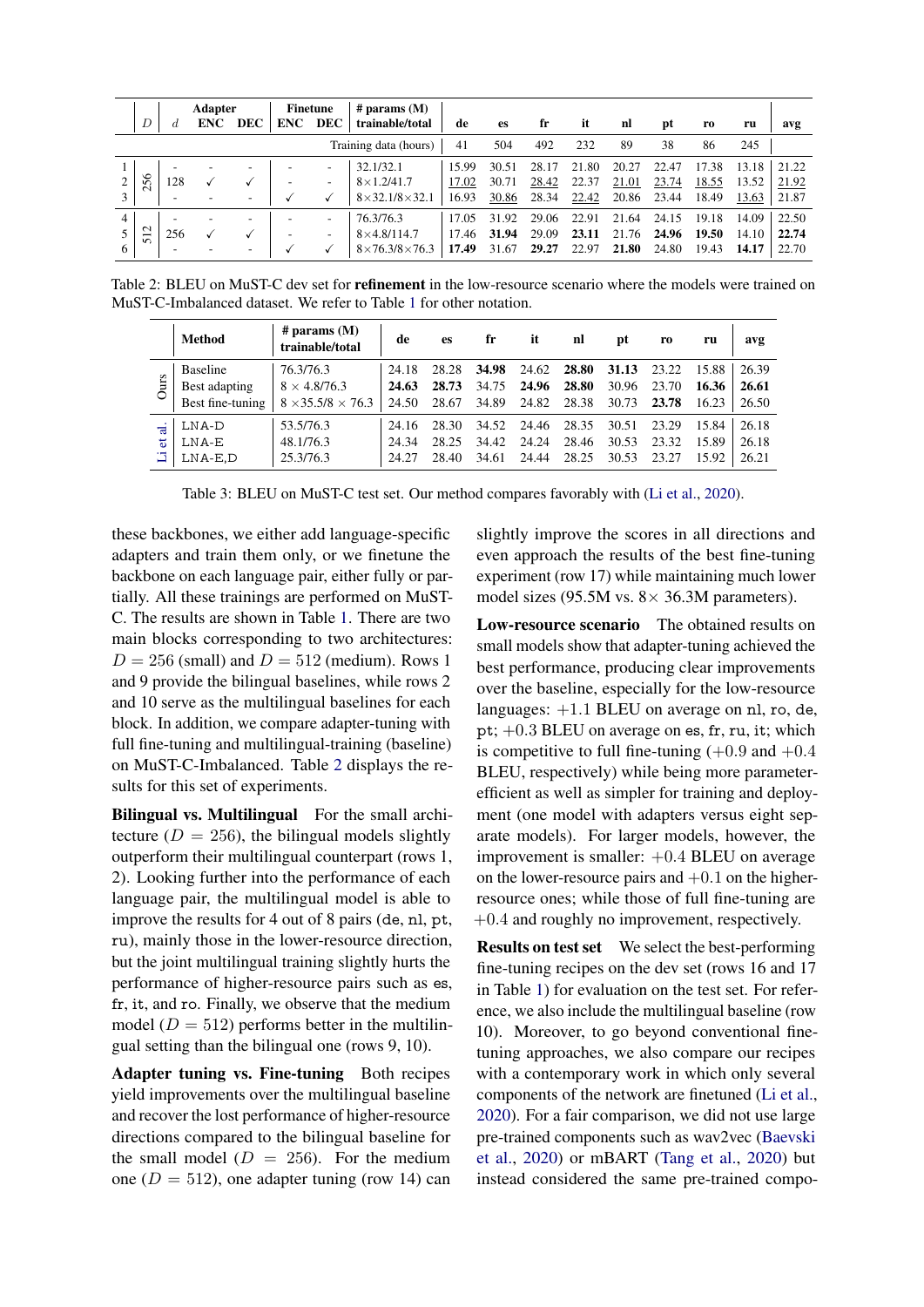|  | $D$ | $d$ | Adapter ENC | Adapter DEC | Finetune ENC | Finetune DEC | # params (M) trainable/total | de | es | fr | it | nl | pt | ro | ru | avg |
|---|---|---|---|---|---|---|---|---|---|---|---|---|---|---|---|---|
|  |  |  |  |  |  |  | Training data (hours) | 41 | 504 | 492 | 232 | 89 | 38 | 86 | 245 |  |
| 1 | 256 | - | - | - | - | - | 32.1/32.1 | 15.99 | 30.51 | 28.17 | 21.80 | 20.27 | 22.47 | 17.38 | 13.18 | 21.22 |
| 2 | 256 | 128 | ✓ | ✓ | - | - | 8×1.2/41.7 | <u>17.02</u> | 30.71 | <u>28.42</u> | 22.37 | <u>21.01</u> | <u>23.74</u> | <u>18.55</u> | 13.52 | <u>21.92</u> |
| 3 | 256 | - | - | - | ✓ | ✓ | 8×32.1/8×32.1 | 16.93 | <u>30.86</u> | 28.34 | <u>22.42</u> | 20.86 | 23.44 | 18.49 | <u>13.63</u> | 21.87 |
| 4 | 512 | - | - | - | - | - | 76.3/76.3 | 17.05 | 31.92 | 29.06 | 22.91 | 21.64 | 24.15 | 19.18 | 14.09 | 22.50 |
| 5 | 512 | 256 | ✓ | ✓ | - | - | 8×4.8/114.7 | 17.46 | **31.94** | 29.09 | **23.11** | 21.76 | **24.96** | **19.50** | 14.10 | **22.74** |
| 6 | 512 | - | - | - | ✓ | ✓ | 8×76.3/8×76.3 | **17.49** | 31.67 | **29.27** | 22.97 | **21.80** | 24.80 | 19.43 | **14.17** | 22.70 |

Table 2: BLEU on MuST-C dev set for **refinement** in the low-resource scenario where the models were trained on MuST-C-Imbalanced dataset. We refer to Table 1 for other notation.

|  | Method | # params (M) trainable/total | de | es | fr | it | nl | pt | ro | ru | avg |
|---|---|---|---|---|---|---|---|---|---|---|---|
| Ours | Baseline | 76.3/76.3 | 24.18 | 28.28 | **34.98** | 24.62 | **28.80** | **31.13** | 23.22 | 15.88 | 26.39 |
| Ours | Best adapting | $8 \times 4.8$/76.3 | **24.63** | **28.73** | 34.75 | **24.96** | **28.80** | 30.96 | 23.70 | **16.36** | **26.61** |
| Ours | Best fine-tuning | $8 \times 35.5/8 \times 76.3$ | 24.50 | 28.67 | 34.89 | 24.82 | 28.38 | 30.73 | **23.78** | 16.23 | 26.50 |
| Li et al. | LNA-D | 53.5/76.3 | 24.16 | 28.30 | 34.52 | 24.46 | 28.35 | 30.51 | 23.29 | 15.84 | 26.18 |
| Li et al. | LNA-E | 48.1/76.3 | 24.34 | 28.25 | 34.42 | 24.24 | 28.46 | 30.53 | 23.32 | 15.89 | 26.18 |
| Li et al. | LNA-E,D | 25.3/76.3 | 24.27 | 28.40 | 34.61 | 24.44 | 28.25 | 30.53 | 23.27 | 15.92 | 26.21 |

Table 3: BLEU on MuST-C test set. Our method compares favorably with (Li et al., 2020).

these backbones, we either add language-specific adapters and train them only, or we finetune the backbone on each language pair, either fully or partially. All these trainings are performed on MuST-C. The results are shown in Table 1. There are two main blocks corresponding to two architectures: $D = 256$ (small) and $D = 512$ (medium). Rows 1 and 9 provide the bilingual baselines, while rows 2 and 10 serve as the multilingual baselines for each block. In addition, we compare adapter-tuning with full fine-tuning and multilingual-training (baseline) on MuST-C-Imbalanced. Table 2 displays the results for this set of experiments.

**Bilingual vs. Multilingual** For the small architecture ($D = 256$), the bilingual models slightly outperform their multilingual counterpart (rows 1, 2). Looking further into the performance of each language pair, the multilingual model is able to improve the results for 4 out of 8 pairs (de, nl, pt, ru), mainly those in the lower-resource direction, but the joint multilingual training slightly hurts the performance of higher-resource pairs such as es, fr, it, and ro. Finally, we observe that the medium model ($D = 512$) performs better in the multilingual setting than the bilingual one (rows 9, 10).

**Adapter tuning vs. Fine-tuning** Both recipes yield improvements over the multilingual baseline and recover the lost performance of higher-resource directions compared to the bilingual baseline for the small model ($D = 256$). For the medium one ($D = 512$), one adapter tuning (row 14) can slightly improve the scores in all directions and even approach the results of the best fine-tuning experiment (row 17) while maintaining much lower model sizes (95.5M vs. 8× 36.3M parameters).

**Low-resource scenario** The obtained results on small models show that adapter-tuning achieved the best performance, producing clear improvements over the baseline, especially for the low-resource languages: $+1.1$ BLEU on average on nl, ro, de, pt; $+0.3$ BLEU on average on es, fr, ru, it; which is competitive to full fine-tuning ($+0.9$ and $+0.4$ BLEU, respectively) while being more parameter-efficient as well as simpler for training and deployment (one model with adapters versus eight separate models). For larger models, however, the improvement is smaller: $+0.4$ BLEU on average on the lower-resource pairs and $+0.1$ on the higher-resource ones; while those of full fine-tuning are $+0.4$ and roughly no improvement, respectively.

**Results on test set** We select the best-performing fine-tuning recipes on the dev set (rows 16 and 17 in Table 1) for evaluation on the test set. For reference, we also include the multilingual baseline (row 10). Moreover, to go beyond conventional fine-tuning approaches, we also compare our recipes with a contemporary work in which only several components of the network are finetuned (Li et al., 2020). For a fair comparison, we did not use large pre-trained components such as wav2vec (Baevski et al., 2020) or mBART (Tang et al., 2020) but instead considered the same pre-trained compo-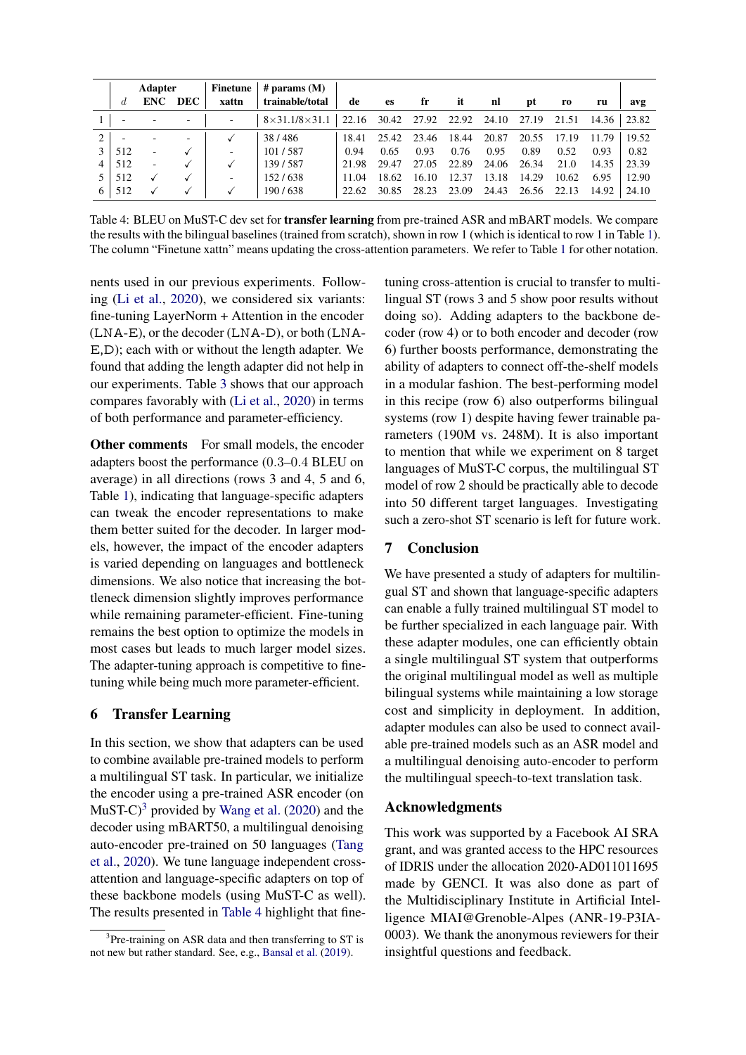| | Adapter | | | Finetune | # params (M) | | | | | | | | | |
|---|---|---|---|---|---|---|---|---|---|---|---|---|---|---|
| | $d$ | ENC | DEC | xattn | trainable/total | de | es | fr | it | nl | pt | ro | ru | avg |
| 1 | - | - | - | - | $8{\times}31.1/8{\times}31.1$ | 22.16 | 30.42 | 27.92 | 22.92 | 24.10 | 27.19 | 21.51 | 14.36 | 23.82 |
| 2 | - | - | - | ✓ | 38 / 486 | 18.41 | 25.42 | 23.46 | 18.44 | 20.87 | 20.55 | 17.19 | 11.79 | 19.52 |
| 3 | 512 | - | ✓ | - | 101 / 587 | 0.94 | 0.65 | 0.93 | 0.76 | 0.95 | 0.89 | 0.52 | 0.93 | 0.82 |
| 4 | 512 | - | ✓ | ✓ | 139 / 587 | 21.98 | 29.47 | 27.05 | 22.89 | 24.06 | 26.34 | 21.0 | 14.35 | 23.39 |
| 5 | 512 | ✓ | ✓ | - | 152 / 638 | 11.04 | 18.62 | 16.10 | 12.37 | 13.18 | 14.29 | 10.62 | 6.95 | 12.90 |
| 6 | 512 | ✓ | ✓ | ✓ | 190 / 638 | 22.62 | 30.85 | 28.23 | 23.09 | 24.43 | 26.56 | 22.13 | 14.92 | 24.10 |

Table 4: BLEU on MuST-C dev set for **transfer learning** from pre-trained ASR and mBART models. We compare the results with the bilingual baselines (trained from scratch), shown in row 1 (which is identical to row 1 in Table 1). The column "Finetune xattn" means updating the cross-attention parameters. We refer to Table 1 for other notation.

nents used in our previous experiments. Following (Li et al., 2020), we considered six variants: fine-tuning LayerNorm + Attention in the encoder (LNA-E), or the decoder (LNA-D), or both (LNA-E,D); each with or without the length adapter. We found that adding the length adapter did not help in our experiments. Table 3 shows that our approach compares favorably with (Li et al., 2020) in terms of both performance and parameter-efficiency.

**Other comments** For small models, the encoder adapters boost the performance (0.3–0.4 BLEU on average) in all directions (rows 3 and 4, 5 and 6, Table 1), indicating that language-specific adapters can tweak the encoder representations to make them better suited for the decoder. In larger models, however, the impact of the encoder adapters is varied depending on languages and bottleneck dimensions. We also notice that increasing the bottleneck dimension slightly improves performance while remaining parameter-efficient. Fine-tuning remains the best option to optimize the models in most cases but leads to much larger model sizes. The adapter-tuning approach is competitive to fine-tuning while being much more parameter-efficient.

## 6 Transfer Learning

In this section, we show that adapters can be used to combine available pre-trained models to perform a multilingual ST task. In particular, we initialize the encoder using a pre-trained ASR encoder (on MuST-C)[3] provided by Wang et al. (2020) and the decoder using mBART50, a multilingual denoising auto-encoder pre-trained on 50 languages (Tang et al., 2020). We tune language independent cross-attention and language-specific adapters on top of these backbone models (using MuST-C as well). The results presented in Table 4 highlight that fine-tuning cross-attention is crucial to transfer to multilingual ST (rows 3 and 5 show poor results without doing so). Adding adapters to the backbone decoder (row 4) or to both encoder and decoder (row 6) further boosts performance, demonstrating the ability of adapters to connect off-the-shelf models in a modular fashion. The best-performing model in this recipe (row 6) also outperforms bilingual systems (row 1) despite having fewer trainable parameters (190M vs. 248M). It is also important to mention that while we experiment on 8 target languages of MuST-C corpus, the multilingual ST model of row 2 should be practically able to decode into 50 different target languages. Investigating such a zero-shot ST scenario is left for future work.

## 7 Conclusion

We have presented a study of adapters for multilingual ST and shown that language-specific adapters can enable a fully trained multilingual ST model to be further specialized in each language pair. With these adapter modules, one can efficiently obtain a single multilingual ST system that outperforms the original multilingual model as well as multiple bilingual systems while maintaining a low storage cost and simplicity in deployment. In addition, adapter modules can also be used to connect available pre-trained models such as an ASR model and a multilingual denoising auto-encoder to perform the multilingual speech-to-text translation task.

## Acknowledgments

This work was supported by a Facebook AI SRA grant, and was granted access to the HPC resources of IDRIS under the allocation 2020-AD011011695 made by GENCI. It was also done as part of the Multidisciplinary Institute in Artificial Intelligence MIAI@Grenoble-Alpes (ANR-19-P3IA-0003). We thank the anonymous reviewers for their insightful questions and feedback.

[3] Pre-training on ASR data and then transferring to ST is not new but rather standard. See, e.g., Bansal et al. (2019).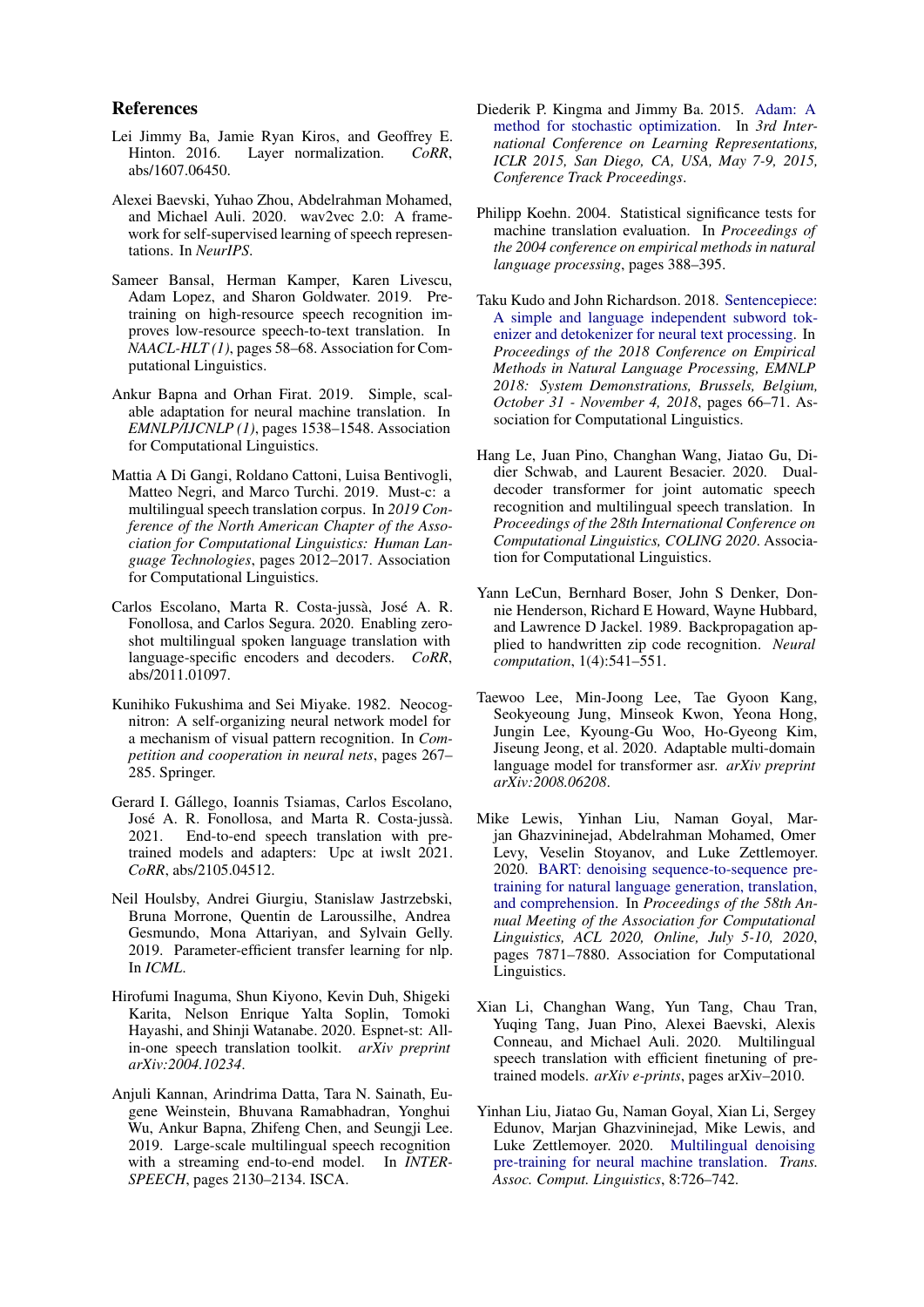## References

Lei Jimmy Ba, Jamie Ryan Kiros, and Geoffrey E. Hinton. 2016. Layer normalization. *CoRR*, abs/1607.06450.

Alexei Baevski, Yuhao Zhou, Abdelrahman Mohamed, and Michael Auli. 2020. wav2vec 2.0: A framework for self-supervised learning of speech representations. In *NeurIPS*.

Sameer Bansal, Herman Kamper, Karen Livescu, Adam Lopez, and Sharon Goldwater. 2019. Pre-training on high-resource speech recognition improves low-resource speech-to-text translation. In *NAACL-HLT (1)*, pages 58–68. Association for Computational Linguistics.

Ankur Bapna and Orhan Firat. 2019. Simple, scalable adaptation for neural machine translation. In *EMNLP/IJCNLP (1)*, pages 1538–1548. Association for Computational Linguistics.

Mattia A Di Gangi, Roldano Cattoni, Luisa Bentivogli, Matteo Negri, and Marco Turchi. 2019. Must-c: a multilingual speech translation corpus. In *2019 Conference of the North American Chapter of the Association for Computational Linguistics: Human Language Technologies*, pages 2012–2017. Association for Computational Linguistics.

Carlos Escolano, Marta R. Costa-jussà, José A. R. Fonollosa, and Carlos Segura. 2020. Enabling zero-shot multilingual spoken language translation with language-specific encoders and decoders. *CoRR*, abs/2011.01097.

Kunihiko Fukushima and Sei Miyake. 1982. Neocognitron: A self-organizing neural network model for a mechanism of visual pattern recognition. In *Competition and cooperation in neural nets*, pages 267–285. Springer.

Gerard I. Gállego, Ioannis Tsiamas, Carlos Escolano, José A. R. Fonollosa, and Marta R. Costa-jussà. 2021. End-to-end speech translation with pre-trained models and adapters: Upc at iwslt 2021. *CoRR*, abs/2105.04512.

Neil Houlsby, Andrei Giurgiu, Stanislaw Jastrzebski, Bruna Morrone, Quentin de Laroussilhe, Andrea Gesmundo, Mona Attariyan, and Sylvain Gelly. 2019. Parameter-efficient transfer learning for nlp. In *ICML*.

Hirofumi Inaguma, Shun Kiyono, Kevin Duh, Shigeki Karita, Nelson Enrique Yalta Soplin, Tomoki Hayashi, and Shinji Watanabe. 2020. Espnet-st: All-in-one speech translation toolkit. *arXiv preprint arXiv:2004.10234*.

Anjuli Kannan, Arindrima Datta, Tara N. Sainath, Eugene Weinstein, Bhuvana Ramabhadran, Yonghui Wu, Ankur Bapna, Zhifeng Chen, and Seungji Lee. 2019. Large-scale multilingual speech recognition with a streaming end-to-end model. In *INTERSPEECH*, pages 2130–2134. ISCA.

Diederik P. Kingma and Jimmy Ba. 2015. Adam: A method for stochastic optimization. In *3rd International Conference on Learning Representations, ICLR 2015, San Diego, CA, USA, May 7-9, 2015, Conference Track Proceedings*.

Philipp Koehn. 2004. Statistical significance tests for machine translation evaluation. In *Proceedings of the 2004 conference on empirical methods in natural language processing*, pages 388–395.

Taku Kudo and John Richardson. 2018. Sentencepiece: A simple and language independent subword tokenizer and detokenizer for neural text processing. In *Proceedings of the 2018 Conference on Empirical Methods in Natural Language Processing, EMNLP 2018: System Demonstrations, Brussels, Belgium, October 31 - November 4, 2018*, pages 66–71. Association for Computational Linguistics.

Hang Le, Juan Pino, Changhan Wang, Jiatao Gu, Didier Schwab, and Laurent Besacier. 2020. Dual-decoder transformer for joint automatic speech recognition and multilingual speech translation. In *Proceedings of the 28th International Conference on Computational Linguistics, COLING 2020*. Association for Computational Linguistics.

Yann LeCun, Bernhard Boser, John S Denker, Donnie Henderson, Richard E Howard, Wayne Hubbard, and Lawrence D Jackel. 1989. Backpropagation applied to handwritten zip code recognition. *Neural computation*, 1(4):541–551.

Taewoo Lee, Min-Joong Lee, Tae Gyoon Kang, Seokyeoung Jung, Minseok Kwon, Yeona Hong, Jungin Lee, Kyoung-Gu Woo, Ho-Gyeong Kim, Jiseung Jeong, et al. 2020. Adaptable multi-domain language model for transformer asr. *arXiv preprint arXiv:2008.06208*.

Mike Lewis, Yinhan Liu, Naman Goyal, Marjan Ghazvininejad, Abdelrahman Mohamed, Omer Levy, Veselin Stoyanov, and Luke Zettlemoyer. 2020. BART: denoising sequence-to-sequence pre-training for natural language generation, translation, and comprehension. In *Proceedings of the 58th Annual Meeting of the Association for Computational Linguistics, ACL 2020, Online, July 5-10, 2020*, pages 7871–7880. Association for Computational Linguistics.

Xian Li, Changhan Wang, Yun Tang, Chau Tran, Yuqing Tang, Juan Pino, Alexei Baevski, Alexis Conneau, and Michael Auli. 2020. Multilingual speech translation with efficient finetuning of pre-trained models. *arXiv e-prints*, pages arXiv–2010.

Yinhan Liu, Jiatao Gu, Naman Goyal, Xian Li, Sergey Edunov, Marjan Ghazvininejad, Mike Lewis, and Luke Zettlemoyer. 2020. Multilingual denoising pre-training for neural machine translation. *Trans. Assoc. Comput. Linguistics*, 8:726–742.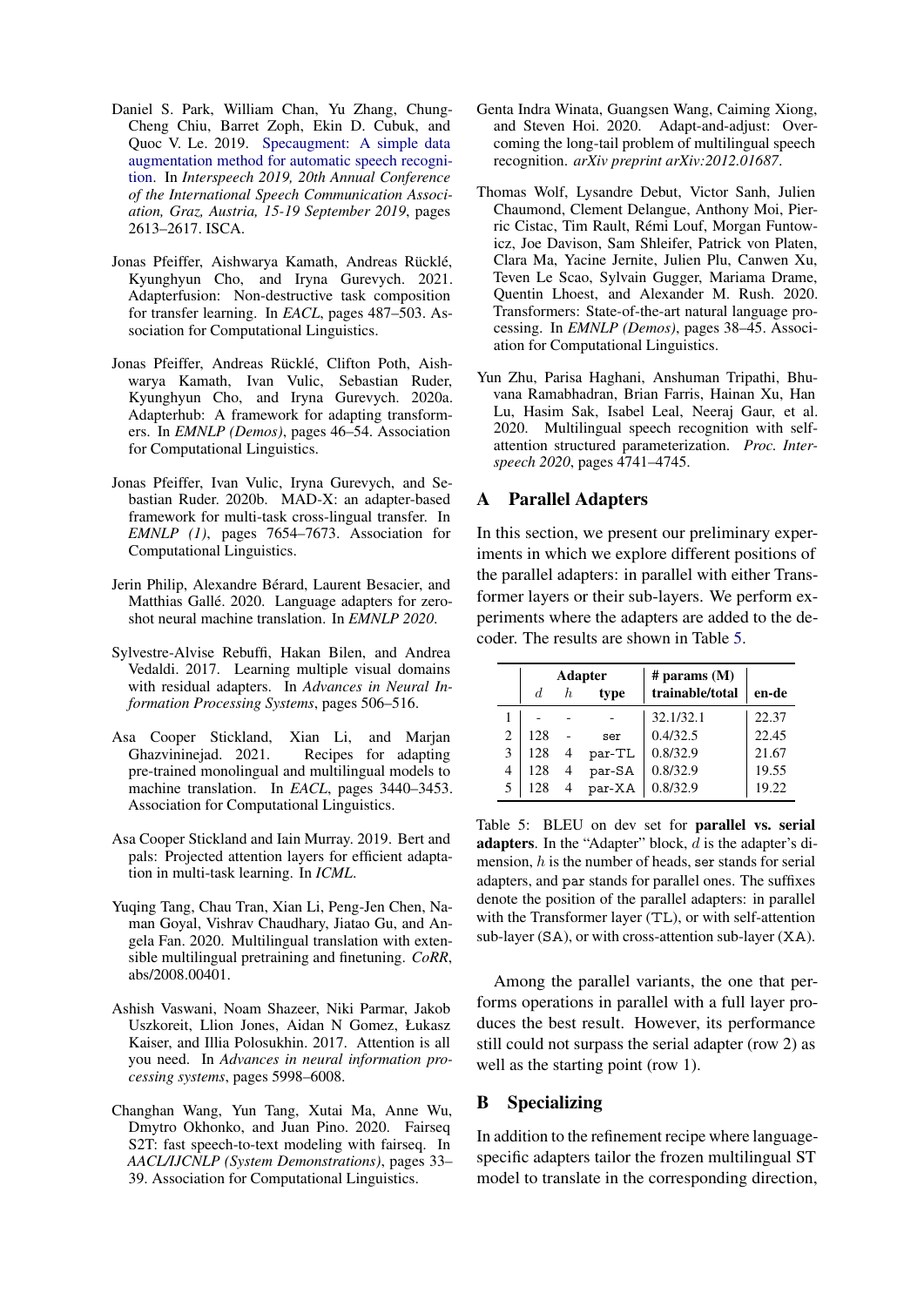Daniel S. Park, William Chan, Yu Zhang, Chung-Cheng Chiu, Barret Zoph, Ekin D. Cubuk, and Quoc V. Le. 2019. Specaugment: A simple data augmentation method for automatic speech recognition. In *Interspeech 2019, 20th Annual Conference of the International Speech Communication Association, Graz, Austria, 15-19 September 2019*, pages 2613–2617. ISCA.

Jonas Pfeiffer, Aishwarya Kamath, Andreas Rücklé, Kyunghyun Cho, and Iryna Gurevych. 2021. Adapterfusion: Non-destructive task composition for transfer learning. In *EACL*, pages 487–503. Association for Computational Linguistics.

Jonas Pfeiffer, Andreas Rücklé, Clifton Poth, Aishwarya Kamath, Ivan Vulic, Sebastian Ruder, Kyunghyun Cho, and Iryna Gurevych. 2020a. Adapterhub: A framework for adapting transformers. In *EMNLP (Demos)*, pages 46–54. Association for Computational Linguistics.

Jonas Pfeiffer, Ivan Vulic, Iryna Gurevych, and Sebastian Ruder. 2020b. MAD-X: an adapter-based framework for multi-task cross-lingual transfer. In *EMNLP (1)*, pages 7654–7673. Association for Computational Linguistics.

Jerin Philip, Alexandre Bérard, Laurent Besacier, and Matthias Gallé. 2020. Language adapters for zero-shot neural machine translation. In *EMNLP 2020*.

Sylvestre-Alvise Rebuffi, Hakan Bilen, and Andrea Vedaldi. 2017. Learning multiple visual domains with residual adapters. In *Advances in Neural Information Processing Systems*, pages 506–516.

Asa Cooper Stickland, Xian Li, and Marjan Ghazvininejad. 2021. Recipes for adapting pre-trained monolingual and multilingual models to machine translation. In *EACL*, pages 3440–3453. Association for Computational Linguistics.

Asa Cooper Stickland and Iain Murray. 2019. Bert and pals: Projected attention layers for efficient adaptation in multi-task learning. In *ICML*.

Yuqing Tang, Chau Tran, Xian Li, Peng-Jen Chen, Naman Goyal, Vishrav Chaudhary, Jiatao Gu, and Angela Fan. 2020. Multilingual translation with extensible multilingual pretraining and finetuning. *CoRR*, abs/2008.00401.

Ashish Vaswani, Noam Shazeer, Niki Parmar, Jakob Uszkoreit, Llion Jones, Aidan N Gomez, Łukasz Kaiser, and Illia Polosukhin. 2017. Attention is all you need. In *Advances in neural information processing systems*, pages 5998–6008.

Changhan Wang, Yun Tang, Xutai Ma, Anne Wu, Dmytro Okhonko, and Juan Pino. 2020. Fairseq S2T: fast speech-to-text modeling with fairseq. In *AACL/IJCNLP (System Demonstrations)*, pages 33–39. Association for Computational Linguistics.

Genta Indra Winata, Guangsen Wang, Caiming Xiong, and Steven Hoi. 2020. Adapt-and-adjust: Overcoming the long-tail problem of multilingual speech recognition. *arXiv preprint arXiv:2012.01687*.

Thomas Wolf, Lysandre Debut, Victor Sanh, Julien Chaumond, Clement Delangue, Anthony Moi, Pierric Cistac, Tim Rault, Rémi Louf, Morgan Funtowicz, Joe Davison, Sam Shleifer, Patrick von Platen, Clara Ma, Yacine Jernite, Julien Plu, Canwen Xu, Teven Le Scao, Sylvain Gugger, Mariama Drame, Quentin Lhoest, and Alexander M. Rush. 2020. Transformers: State-of-the-art natural language processing. In *EMNLP (Demos)*, pages 38–45. Association for Computational Linguistics.

Yun Zhu, Parisa Haghani, Anshuman Tripathi, Bhuvana Ramabhadran, Brian Farris, Hainan Xu, Han Lu, Hasim Sak, Isabel Leal, Neeraj Gaur, et al. 2020. Multilingual speech recognition with self-attention structured parameterization. *Proc. Interspeech 2020*, pages 4741–4745.

## A Parallel Adapters

In this section, we present our preliminary experiments in which we explore different positions of the parallel adapters: in parallel with either Transformer layers or their sub-layers. We perform experiments where the adapters are added to the decoder. The results are shown in Table 5.

| | Adapter | | | # params (M) | |
|---|---|---|---|---|---|
| | $d$ | $h$ | type | trainable/total | en-de |
| 1 | - | - | - | 32.1/32.1 | 22.37 |
| 2 | 128 | - | ser | 0.4/32.5 | 22.45 |
| 3 | 128 | 4 | par-TL | 0.8/32.9 | 21.67 |
| 4 | 128 | 4 | par-SA | 0.8/32.9 | 19.55 |
| 5 | 128 | 4 | par-XA | 0.8/32.9 | 19.22 |

Table 5: BLEU on dev set for **parallel vs. serial adapters**. In the "Adapter" block, $d$ is the adapter's dimension, $h$ is the number of heads, ser stands for serial adapters, and par stands for parallel ones. The suffixes denote the position of the parallel adapters: in parallel with the Transformer layer (TL), or with self-attention sub-layer (SA), or with cross-attention sub-layer (XA).

Among the parallel variants, the one that performs operations in parallel with a full layer produces the best result. However, its performance still could not surpass the serial adapter (row 2) as well as the starting point (row 1).

## B Specializing

In addition to the refinement recipe where language-specific adapters tailor the frozen multilingual ST model to translate in the corresponding direction,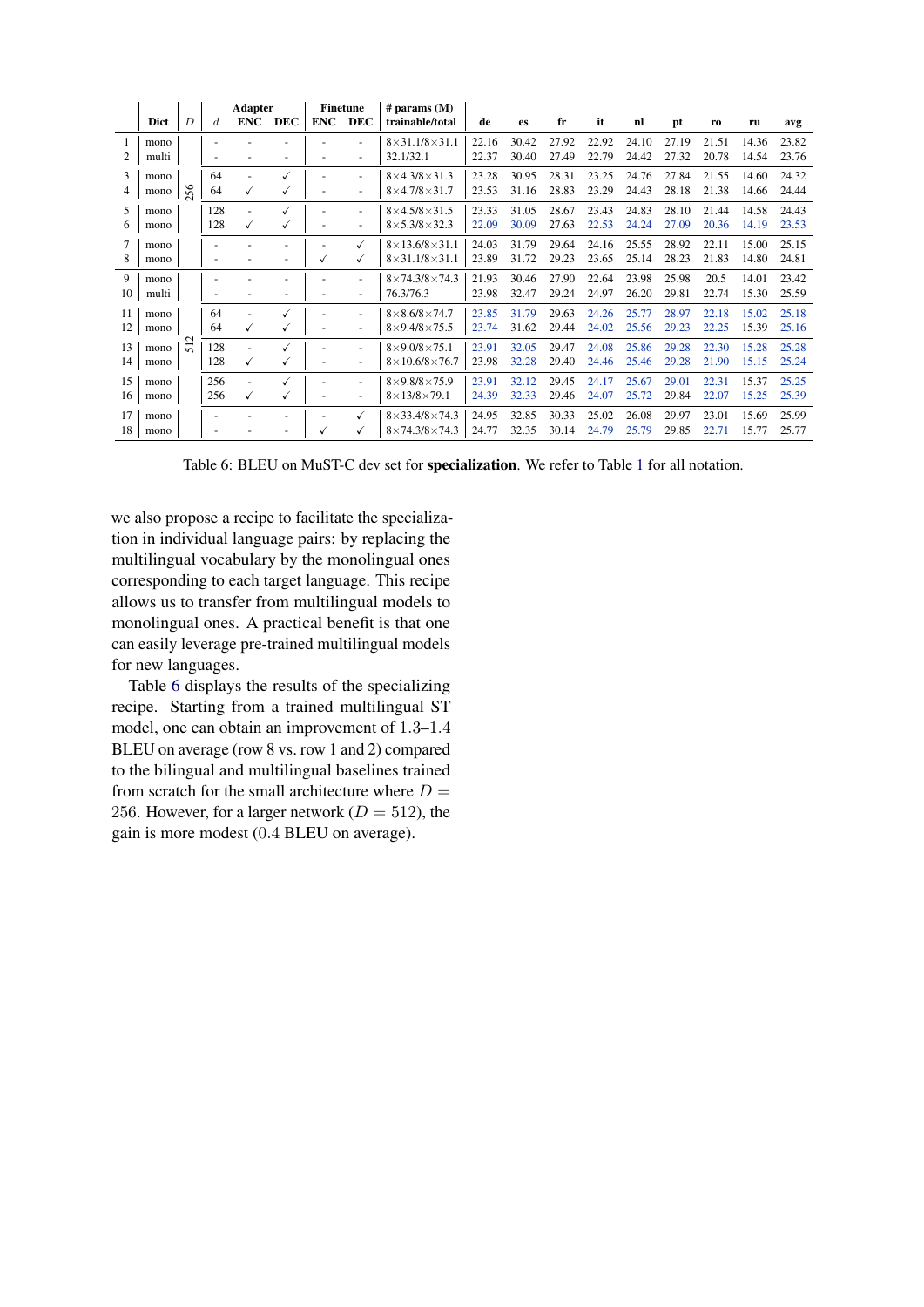| | Dict | $D$ | Adapter | | | Finetune | | # params (M) | de | es | fr | it | nl | pt | ro | ru | avg |
|---|---|---|---|---|---|---|---|---|---|---|---|---|---|---|---|---|---|
| | | | $d$ | ENC | DEC | ENC | DEC | trainable/total | | | | | | | | | |
| 1 | mono | 256 | - | - | - | - | - | 8×31.1/8×31.1 | 22.16 | 30.42 | 27.92 | 22.92 | 24.10 | 27.19 | 21.51 | 14.36 | 23.82 |
| 2 | multi | | - | - | - | - | - | 32.1/32.1 | 22.37 | 30.40 | 27.49 | 22.79 | 24.42 | 27.32 | 20.78 | 14.54 | 23.76 |
| 3 | mono | | 64 | - | ✓ | - | - | 8×4.3/8×31.3 | 23.28 | 30.95 | 28.31 | 23.25 | 24.76 | 27.84 | 21.55 | 14.60 | 24.32 |
| 4 | mono | | 64 | ✓ | ✓ | - | - | 8×4.7/8×31.7 | 23.53 | 31.16 | 28.83 | 23.29 | 24.43 | 28.18 | 21.38 | 14.66 | 24.44 |
| 5 | mono | | 128 | - | ✓ | - | - | 8×4.5/8×31.5 | 23.33 | 31.05 | 28.67 | 23.43 | 24.83 | 28.10 | 21.44 | 14.58 | 24.43 |
| 6 | mono | | 128 | ✓ | ✓ | - | - | 8×5.3/8×32.3 | 22.09 | 30.09 | 27.63 | 22.53 | 24.24 | 27.09 | 20.36 | 14.19 | 23.53 |
| 7 | mono | | - | - | - | - | ✓ | 8×13.6/8×31.1 | 24.03 | 31.79 | 29.64 | 24.16 | 25.55 | 28.92 | 22.11 | 15.00 | 25.15 |
| 8 | mono | | - | - | - | ✓ | ✓ | 8×31.1/8×31.1 | 23.89 | 31.72 | 29.23 | 23.65 | 25.14 | 28.23 | 21.83 | 14.80 | 24.81 |
| 9 | mono | 512 | - | - | - | - | - | 8×74.3/8×74.3 | 21.93 | 30.46 | 27.90 | 22.64 | 23.98 | 25.98 | 20.5 | 14.01 | 23.42 |
| 10 | multi | | - | - | - | - | - | 76.3/76.3 | 23.98 | 32.47 | 29.24 | 24.97 | 26.20 | 29.81 | 22.74 | 15.30 | 25.59 |
| 11 | mono | | 64 | - | ✓ | - | - | 8×8.6/8×74.7 | 23.85 | 31.79 | 29.63 | 24.26 | 25.77 | 28.97 | 22.18 | 15.02 | 25.18 |
| 12 | mono | | 64 | ✓ | ✓ | - | - | 8×9.4/8×75.5 | 23.74 | 31.62 | 29.44 | 24.02 | 25.56 | 29.23 | 22.25 | 15.39 | 25.16 |
| 13 | mono | | 128 | - | ✓ | - | - | 8×9.0/8×75.1 | 23.91 | 32.05 | 29.47 | 24.08 | 25.86 | 29.28 | 22.30 | 15.28 | 25.28 |
| 14 | mono | | 128 | ✓ | ✓ | - | - | 8×10.6/8×76.7 | 23.98 | 32.28 | 29.40 | 24.46 | 25.46 | 29.28 | 21.90 | 15.15 | 25.24 |
| 15 | mono | | 256 | - | ✓ | - | - | 8×9.8/8×75.9 | 23.91 | 32.12 | 29.45 | 24.17 | 25.67 | 29.01 | 22.31 | 15.37 | 25.25 |
| 16 | mono | | 256 | ✓ | ✓ | - | - | 8×13/8×79.1 | 24.39 | 32.33 | 29.46 | 24.07 | 25.72 | 29.84 | 22.07 | 15.25 | 25.39 |
| 17 | mono | | - | - | - | - | ✓ | 8×33.4/8×74.3 | 24.95 | 32.85 | 30.33 | 25.02 | 26.08 | 29.97 | 23.01 | 15.69 | 25.99 |
| 18 | mono | | - | - | - | ✓ | ✓ | 8×74.3/8×74.3 | 24.77 | 32.35 | 30.14 | 24.79 | 25.79 | 29.85 | 22.71 | 15.77 | 25.77 |

Table 6: BLEU on MuST-C dev set for **specialization**. We refer to Table 1 for all notation.

we also propose a recipe to facilitate the specialization in individual language pairs: by replacing the multilingual vocabulary by the monolingual ones corresponding to each target language. This recipe allows us to transfer from multilingual models to monolingual ones. A practical benefit is that one can easily leverage pre-trained multilingual models for new languages.

Table 6 displays the results of the specializing recipe. Starting from a trained multilingual ST model, one can obtain an improvement of 1.3–1.4 BLEU on average (row 8 vs. row 1 and 2) compared to the bilingual and multilingual baselines trained from scratch for the small architecture where $D = 256$. However, for a larger network ($D = 512$), the gain is more modest (0.4 BLEU on average).